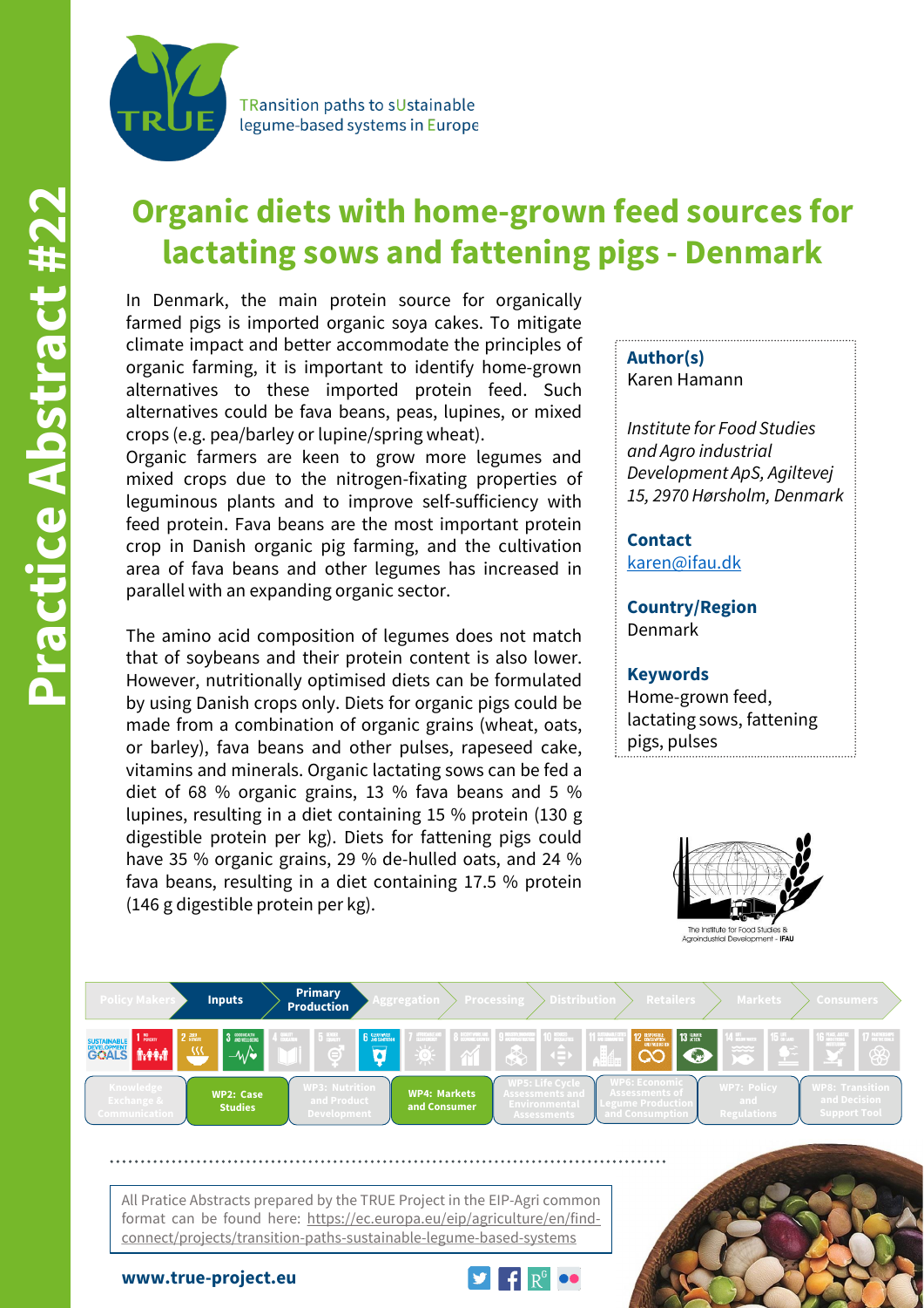TRansition paths to sUstainable legume-based systems in Europe

Practice Abstract #22

# Organic diets with home-grown feed sources for lactating sows and fattening pigs - Denmark

In Denmark, the main protein source for organically farmed pigs is imported organic soya cakes. To mitigate climate impact and better accommodate the principles of organic farming, it is important to identify home-grown alternatives to these imported protein feed. Such alternatives could be fava beans, peas, lupines, or mixed crops (e.g. pea/barley or lupine/spring wheat).

Organic farmers are keen to grow more legumes and mixed crops due to the nitrogen-fixating properties of leguminous plants and to improve self-sufficiency with feed protein. Fava beans are the most important protein crop in Danish organic pig farming, and the cultivation area of fava beans and other legumes has increased in parallel with an expanding organic sector.

The amino acid composition of legumes does not match that of soybeans and their protein content is also lower. However, nutritionally optimised diets can be formulated by using Danish crops only. Diets for organic pigs could be made from a combination of organic grains (wheat, oats, or barley), fava beans and other pulses, rapeseed cake, vitamins and minerals. Organic lactating sows can be fed a diet of 68 % organic grains, 13 % fava beans and 5 % lupines, resulting in a diet containing 15 % protein (130 g digestible protein per kg). Diets for fattening pigs could have 35 % organic grains, 29 % de-hulled oats, and 24 % fava beans, resulting in a diet containing 17.5 % protein (146 g digestible protein per kg).

**Author(s)**
Karen Hamann

*Institute for Food Studies and Agro industrial Development ApS, Agiltevej 15, 2970 Hørsholm, Denmark*

**Contact**
karen@ifau.dk

**Country/Region**
Denmark

**Keywords**
Home-grown feed, lactating sows, fattening pigs, pulses

The Institute for Food Studies & Agroindustrial Development - IFAU

Policy Makers | Inputs | Primary Production | Aggregation | Processing | Distribution | Retailers | Markets | Consumers

Knowledge Exchange & Communication | WP2: Case Studies | WP3: Nutrition and Product Development | WP4: Markets and Consumer | WP5: Life Cycle Assessments and Environmental Assessments | WP6: Economic Assessments of Legume Production and Consumption | WP7: Policy and Regulations | WP8: Transition and Decision Support Tool

All Pratice Abstracts prepared by the TRUE Project in the EIP-Agri common format can be found here: https://ec.europa.eu/eip/agriculture/en/find-connect/projects/transition-paths-sustainable-legume-based-systems

**www.true-project.eu**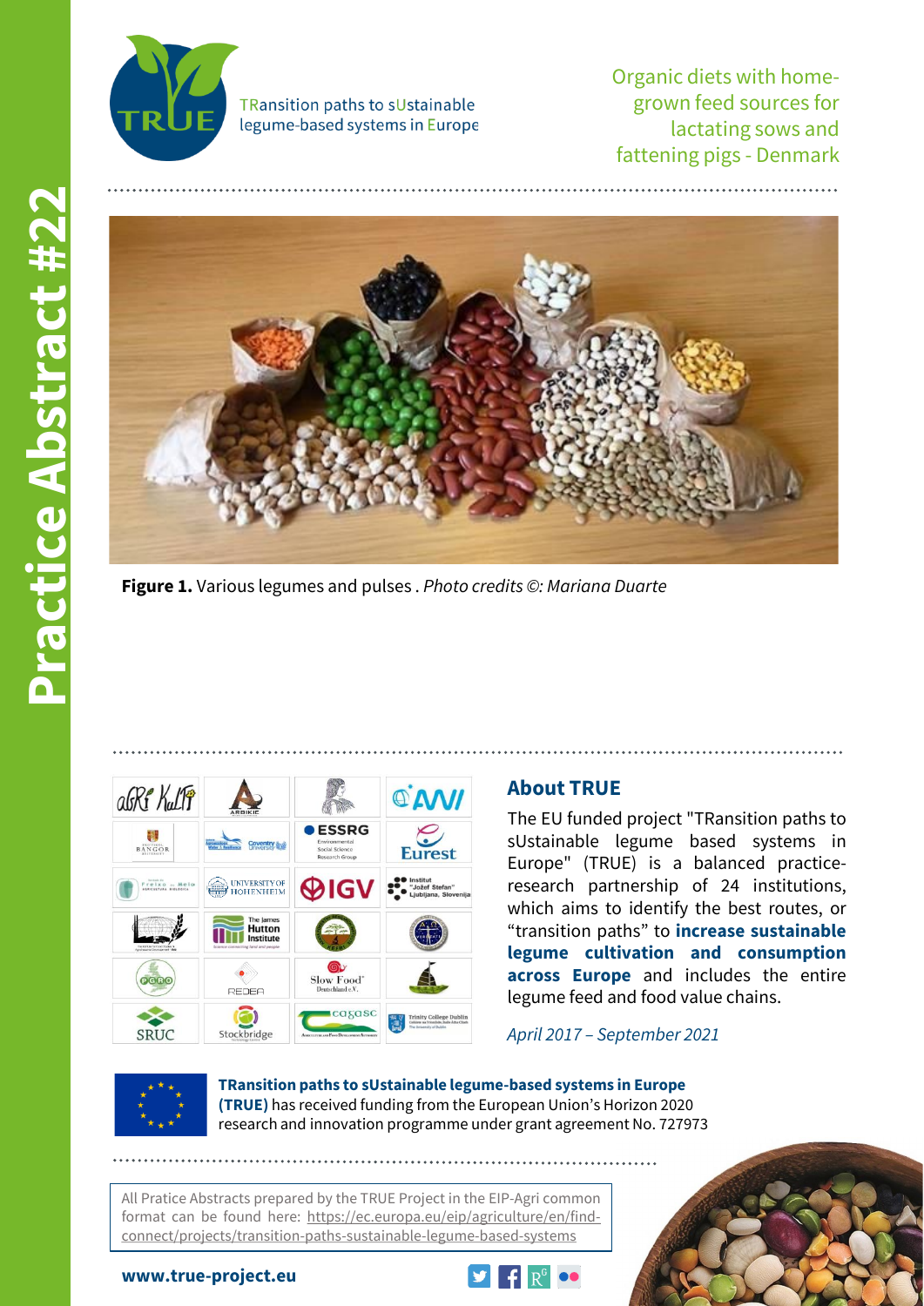# Practice Abstract #22

TRansition paths to sUstainable legume-based systems in Europe

Organic diets with home-grown feed sources for lactating sows and fattening pigs - Denmark

**Figure 1.** Various legumes and pulses . *Photo credits ©: Mariana Duarte*

## About TRUE

The EU funded project "TRansition paths to sUstainable legume based systems in Europe" (TRUE) is a balanced practice-research partnership of 24 institutions, which aims to identify the best routes, or "transition paths" to **increase sustainable legume cultivation and consumption across Europe** and includes the entire legume feed and food value chains.

*April 2017 – September 2021*

**TRansition paths to sUstainable legume-based systems in Europe (TRUE)** has received funding from the European Union's Horizon 2020 research and innovation programme under grant agreement No. 727973

All Pratice Abstracts prepared by the TRUE Project in the EIP-Agri common format can be found here: https://ec.europa.eu/eip/agriculture/en/find-connect/projects/transition-paths-sustainable-legume-based-systems

**www.true-project.eu**